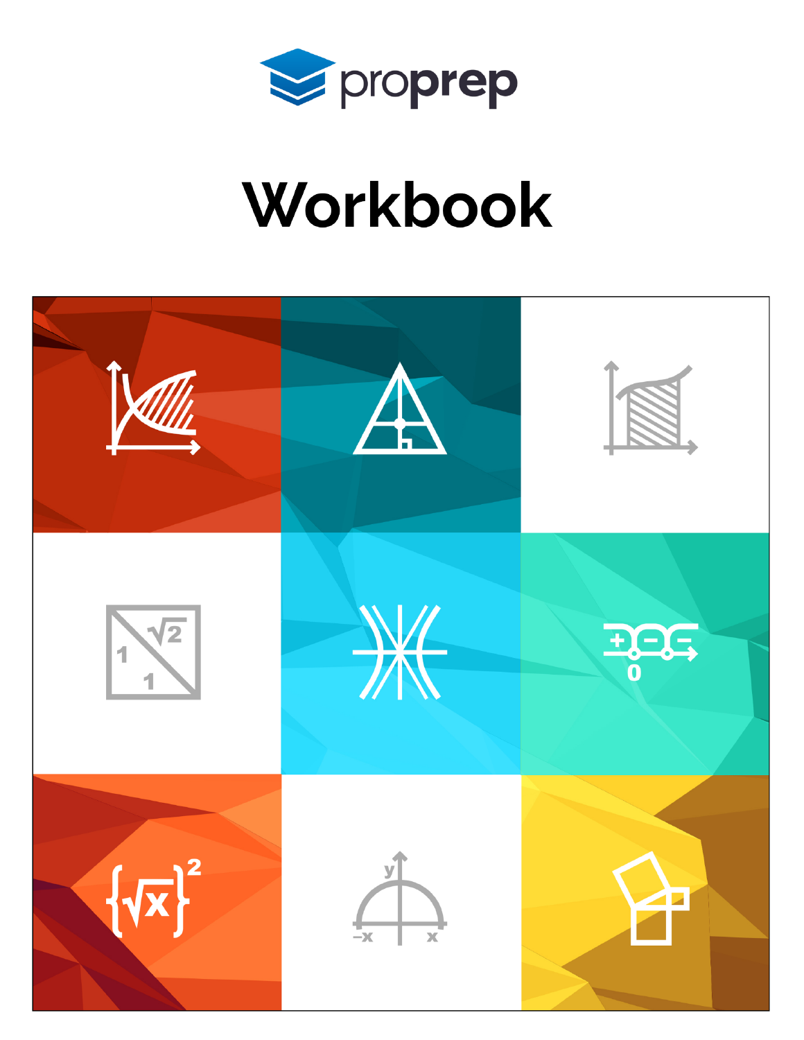proprep

# Workbook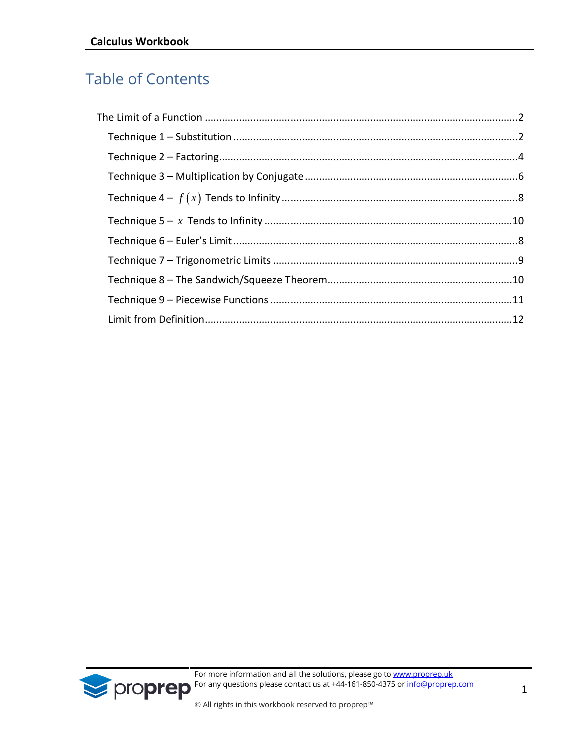# Table of Contents

- The Limit of a Function ........................................................................................................2
  - Technique 1 – Substitution ...................................................................................................2
  - Technique 2 – Factoring........................................................................................................4
  - Technique 3 – Multiplication by Conjugate ..........................................................................6
  - Technique 4 – $f(x)$ Tends to Infinity ..................................................................................8
  - Technique 5 – $x$ Tends to Infinity .....................................................................................10
  - Technique 6 – Euler's Limit ...................................................................................................8
  - Technique 7 – Trigonometric Limits .....................................................................................9
  - Technique 8 – The Sandwich/Squeeze Theorem................................................................10
  - Technique 9 – Piecewise Functions ....................................................................................11
  - Limit from Definition............................................................................................................12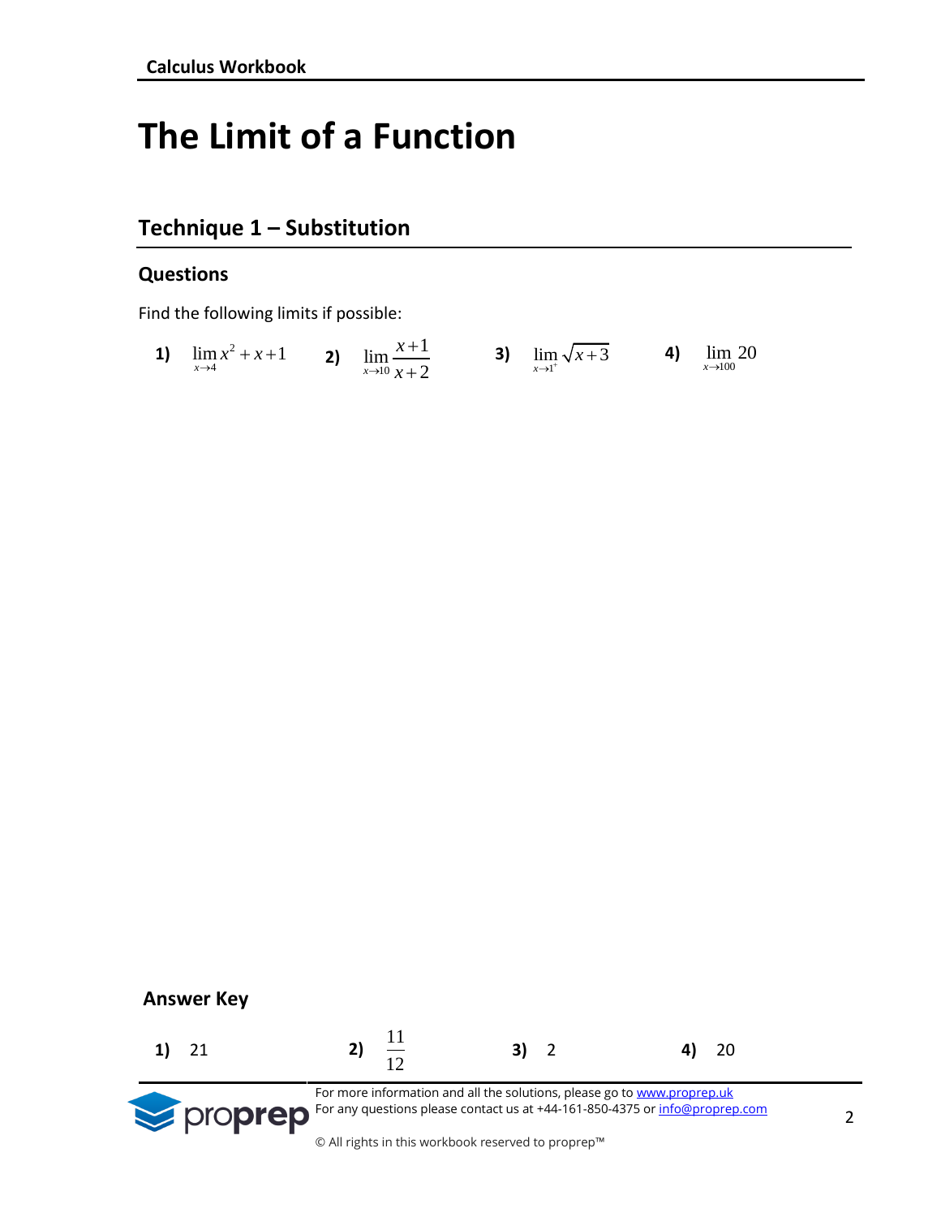# The Limit of a Function

## Technique 1 – Substitution

### Questions

Find the following limits if possible:

**1)** $\lim_{x \to 4} x^2 + x + 1$ **2)** $\lim_{x \to 10} \frac{x+1}{x+2}$ **3)** $\lim_{x \to 1^+} \sqrt{x+3}$ **4)** $\lim_{x \to 100} 20$

### Answer Key

**1)** 21 **2)** $\frac{11}{12}$ **3)** 2 **4)** 20

For more information and all the solutions, please go to www.proprep.uk
For any questions please contact us at +44-161-850-4375 or info@proprep.com

© All rights in this workbook reserved to proprep™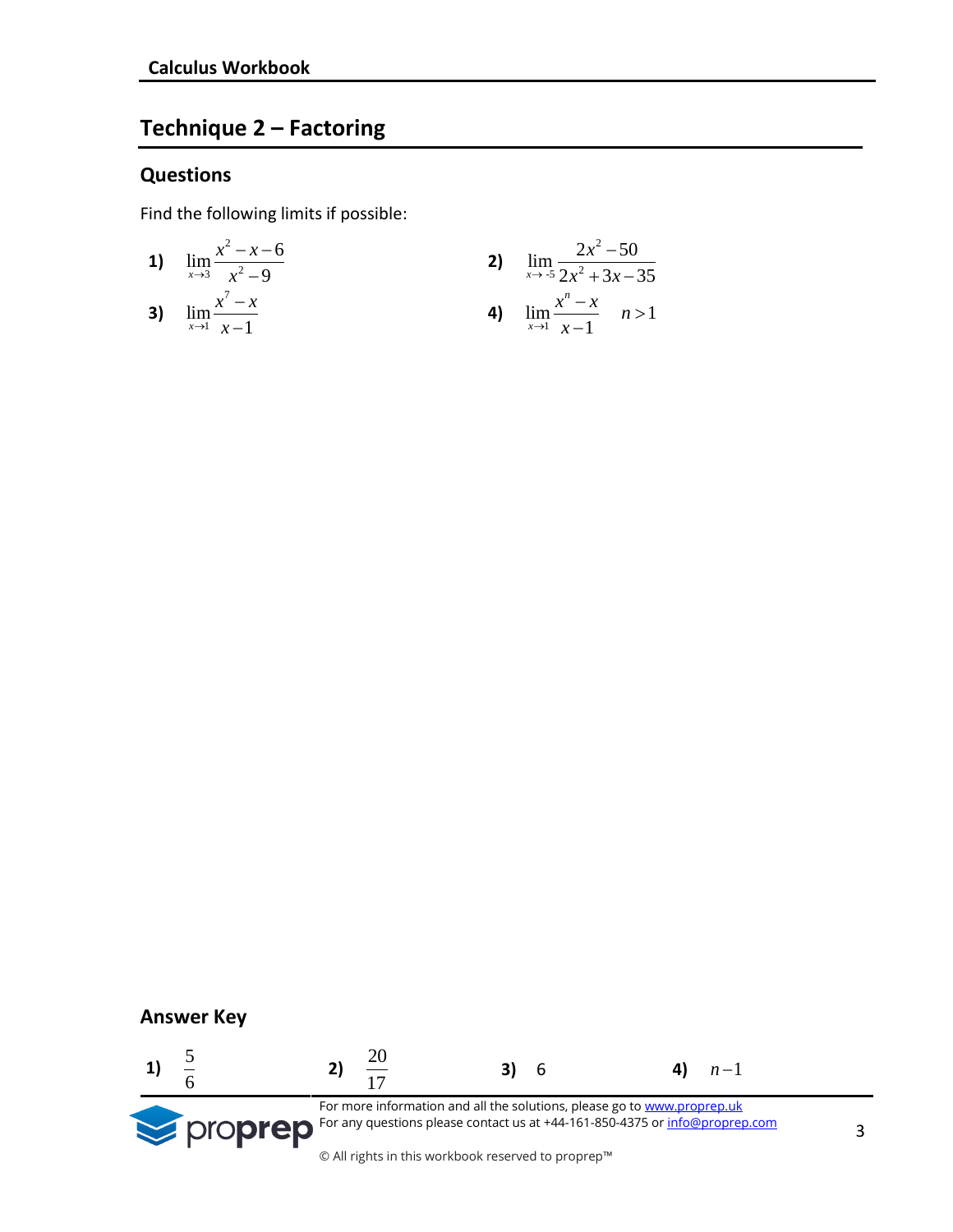## Technique 2 – Factoring

### Questions

Find the following limits if possible:

**1)** $\lim_{x\to 3}\frac{x^2-x-6}{x^2-9}$

**2)** $\lim_{x\to -5}\frac{2x^2-50}{2x^2+3x-35}$

**3)** $\lim_{x\to 1}\frac{x^7-x}{x-1}$

**4)** $\lim_{x\to 1}\frac{x^n-x}{x-1} \quad n>1$

### Answer Key

**1)** $\frac{5}{6}$ **2)** $\frac{20}{17}$ **3)** 6 **4)** $n-1$

For more information and all the solutions, please go to www.proprep.uk
For any questions please contact us at +44-161-850-4375 or info@proprep.com

© All rights in this workbook reserved to proprep™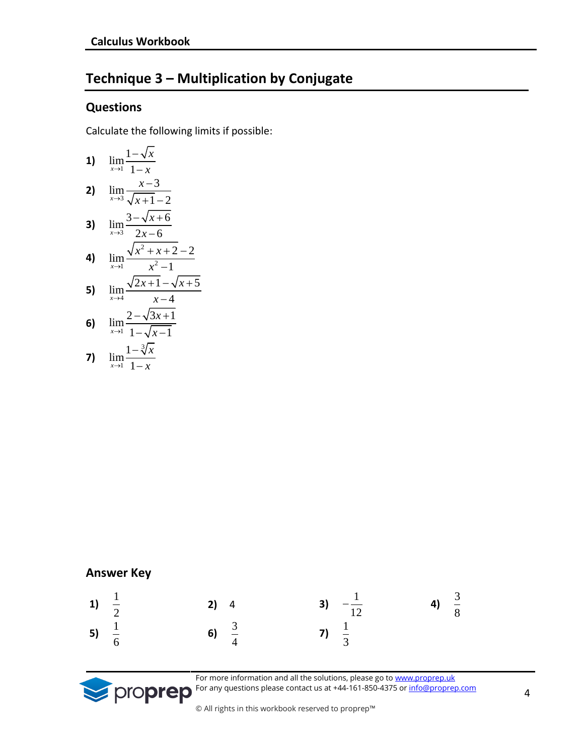## Technique 3 – Multiplication by Conjugate

### Questions

Calculate the following limits if possible:

**1)** $\lim\limits_{x\to1}\dfrac{1-\sqrt{x}}{1-x}$

**2)** $\lim\limits_{x\to3}\dfrac{x-3}{\sqrt{x+1}-2}$

**3)** $\lim\limits_{x\to3}\dfrac{3-\sqrt{x+6}}{2x-6}$

**4)** $\lim\limits_{x\to1}\dfrac{\sqrt{x^2+x+2}-2}{x^2-1}$

**5)** $\lim\limits_{x\to4}\dfrac{\sqrt{2x+1}-\sqrt{x+5}}{x-4}$

**6)** $\lim\limits_{x\to1}\dfrac{2-\sqrt{3x+1}}{1-\sqrt{x-1}}$

**7)** $\lim\limits_{x\to1}\dfrac{1-\sqrt[3]{x}}{1-x}$

### Answer Key

**1)** $\dfrac{1}{2}$ **2)** $4$ **3)** $-\dfrac{1}{12}$ **4)** $\dfrac{3}{8}$

**5)** $\dfrac{1}{6}$ **6)** $\dfrac{3}{4}$ **7)** $\dfrac{1}{3}$

For more information and all the solutions, please go to www.proprep.uk
For any questions please contact us at +44-161-850-4375 or info@proprep.com

© All rights in this workbook reserved to proprep™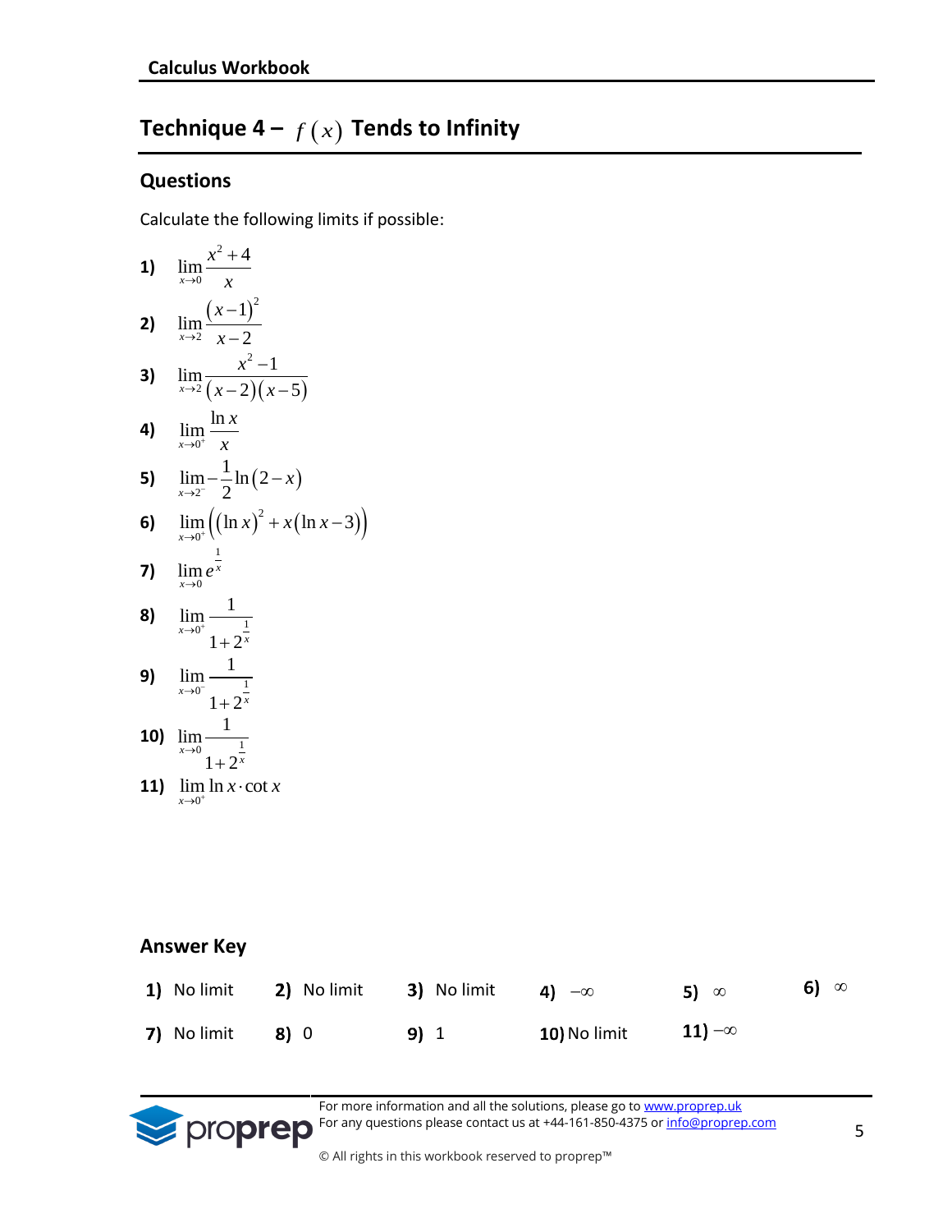## Technique 4 – $f(x)$ Tends to Infinity

### Questions

Calculate the following limits if possible:

**1)** $\lim_{x \to 0} \frac{x^2+4}{x}$

**2)** $\lim_{x \to 2} \frac{(x-1)^2}{x-2}$

**3)** $\lim_{x \to 2} \frac{x^2-1}{(x-2)(x-5)}$

**4)** $\lim_{x \to 0^+} \frac{\ln x}{x}$

**5)** $\lim_{x \to 2^-} -\frac{1}{2}\ln(2-x)$

**6)** $\lim_{x \to 0^+} \left((\ln x)^2 + x(\ln x - 3)\right)$

**7)** $\lim_{x \to 0} e^{\frac{1}{x}}$

**8)** $\lim_{x \to 0^+} \frac{1}{1+2^{\frac{1}{x}}}$

**9)** $\lim_{x \to 0^-} \frac{1}{1+2^{\frac{1}{x}}}$

**10)** $\lim_{x \to 0} \frac{1}{1+2^{\frac{1}{x}}}$

**11)** $\lim_{x \to 0^+} \ln x \cdot \cot x$

### Answer Key

| | | | | | |
|---|---|---|---|---|---|
| **1)** No limit | **2)** No limit | **3)** No limit | **4)** $-\infty$ | **5)** $\infty$ | **6)** $\infty$ |
| **7)** No limit | **8)** 0 | **9)** 1 | **10)** No limit | **11)** $-\infty$ | |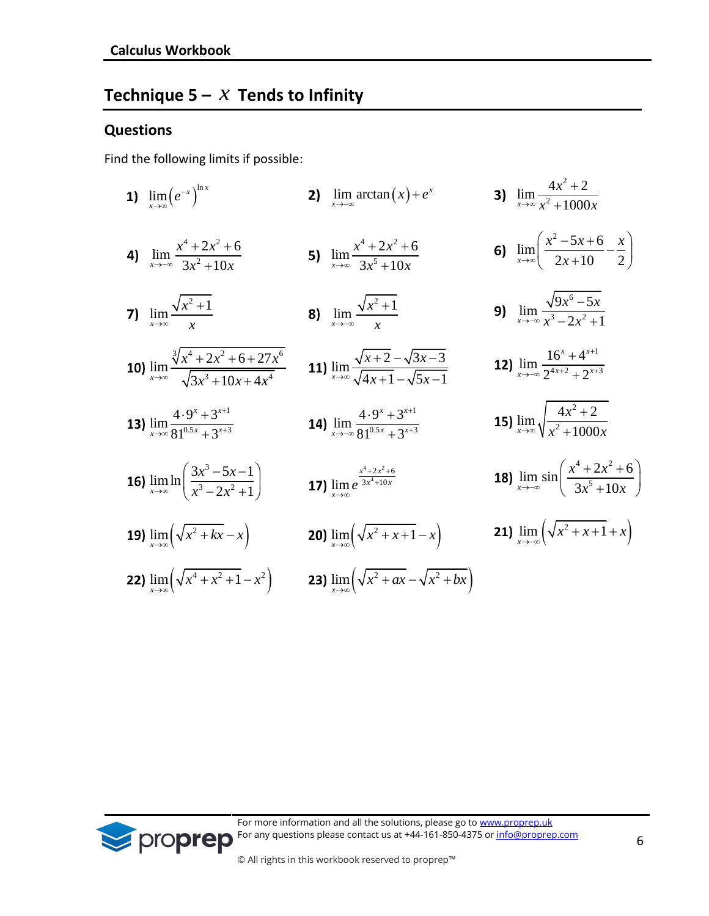## Technique 5 – $x$ Tends to Infinity

### Questions

Find the following limits if possible:

**1)** $\lim\limits_{x\to\infty}\left(e^{-x}\right)^{\ln x}$

**2)** $\lim\limits_{x\to-\infty}\arctan(x)+e^{x}$

**3)** $\lim\limits_{x\to\infty}\dfrac{4x^2+2}{x^2+1000x}$

**4)** $\lim\limits_{x\to-\infty}\dfrac{x^4+2x^2+6}{3x^2+10x}$

**5)** $\lim\limits_{x\to\infty}\dfrac{x^4+2x^2+6}{3x^5+10x}$

**6)** $\lim\limits_{x\to\infty}\left(\dfrac{x^2-5x+6}{2x+10}-\dfrac{x}{2}\right)$

**7)** $\lim\limits_{x\to\infty}\dfrac{\sqrt{x^2+1}}{x}$

**8)** $\lim\limits_{x\to-\infty}\dfrac{\sqrt{x^2+1}}{x}$

**9)** $\lim\limits_{x\to-\infty}\dfrac{\sqrt{9x^6-5x}}{x^3-2x^2+1}$

**10)** $\lim\limits_{x\to\infty}\dfrac{\sqrt[3]{x^4+2x^2+6+27x^6}}{\sqrt{3x^3+10x+4x^4}}$

**11)** $\lim\limits_{x\to\infty}\dfrac{\sqrt{x+2}-\sqrt{3x-3}}{\sqrt{4x+1}-\sqrt{5x-1}}$

**12)** $\lim\limits_{x\to-\infty}\dfrac{16^x+4^{x+1}}{2^{4x+2}+2^{x+3}}$

**13)** $\lim\limits_{x\to\infty}\dfrac{4\cdot 9^x+3^{x+1}}{81^{0.5x}+3^{x+3}}$

**14)** $\lim\limits_{x\to-\infty}\dfrac{4\cdot 9^x+3^{x+1}}{81^{0.5x}+3^{x+3}}$

**15)** $\lim\limits_{x\to\infty}\sqrt{\dfrac{4x^2+2}{x^2+1000x}}$

**16)** $\lim\limits_{x\to\infty}\ln\left(\dfrac{3x^3-5x-1}{x^3-2x^2+1}\right)$

**17)** $\lim\limits_{x\to\infty}e^{\frac{x^4+2x^2+6}{3x^4+10x}}$

**18)** $\lim\limits_{x\to-\infty}\sin\left(\dfrac{x^4+2x^2+6}{3x^5+10x}\right)$

**19)** $\lim\limits_{x\to\infty}\left(\sqrt{x^2+kx}-x\right)$

**20)** $\lim\limits_{x\to\infty}\left(\sqrt{x^2+x+1}-x\right)$

**21)** $\lim\limits_{x\to-\infty}\left(\sqrt{x^2+x+1}+x\right)$

**22)** $\lim\limits_{x\to\infty}\left(\sqrt{x^4+x^2+1}-x^2\right)$

**23)** $\lim\limits_{x\to\infty}\left(\sqrt{x^2+ax}-\sqrt{x^2+bx}\right)$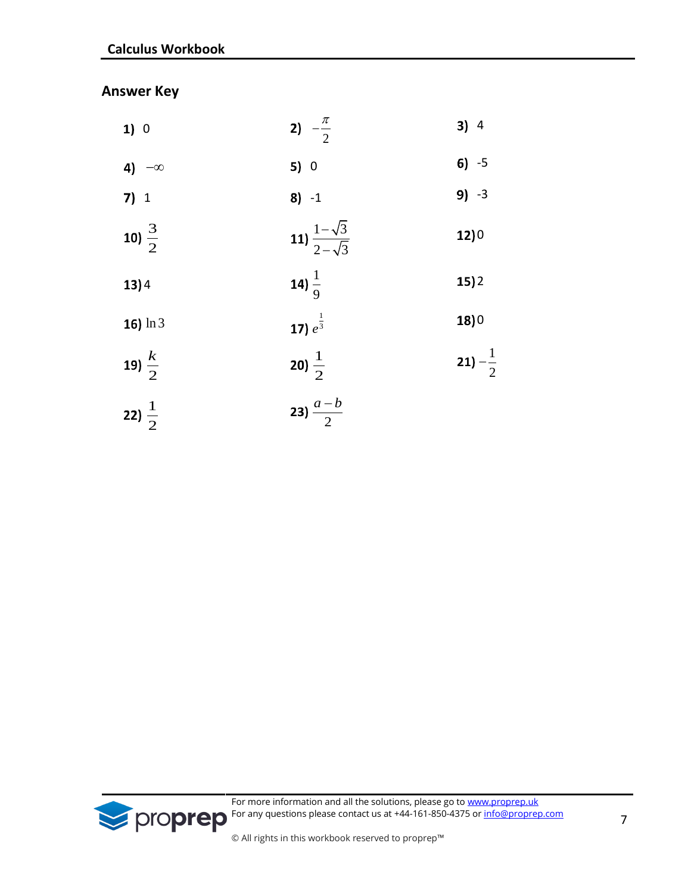## Answer Key

| | | |
|---|---|---|
| **1)** 0 | **2)** $-\frac{\pi}{2}$ | **3)** 4 |
| **4)** $-\infty$ | **5)** 0 | **6)** -5 |
| **7)** 1 | **8)** -1 | **9)** -3 |
| **10)** $\frac{3}{2}$ | **11)** $\frac{1-\sqrt{3}}{2-\sqrt{3}}$ | **12)** 0 |
| **13)** 4 | **14)** $\frac{1}{9}$ | **15)** 2 |
| **16)** $\ln 3$ | **17)** $e^{\frac{1}{3}}$ | **18)** 0 |
| **19)** $\frac{k}{2}$ | **20)** $\frac{1}{2}$ | **21)** $-\frac{1}{2}$ |
| **22)** $\frac{1}{2}$ | **23)** $\frac{a-b}{2}$ | |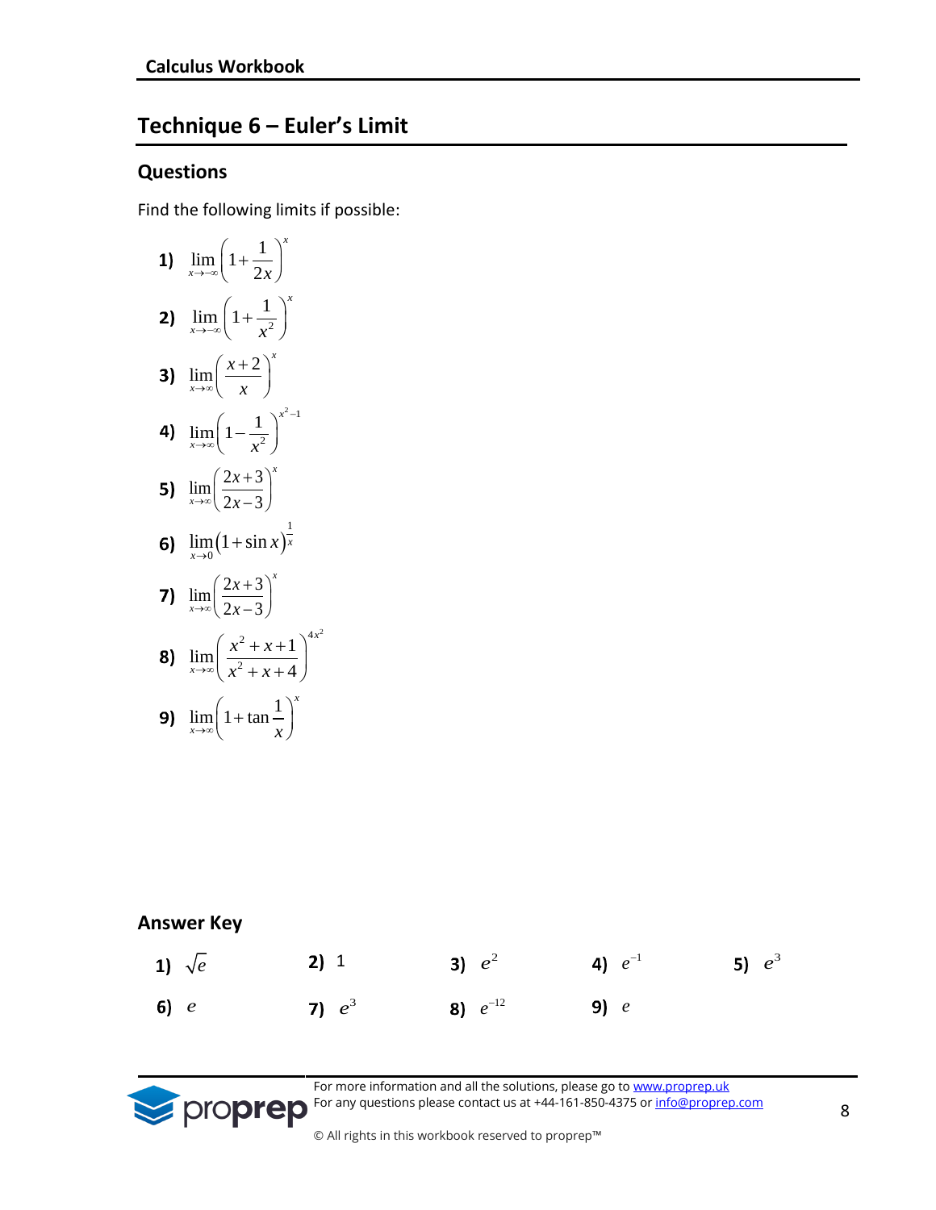# Technique 6 – Euler's Limit

## Questions

Find the following limits if possible:

1) $\lim_{x \to -\infty} \left(1 + \frac{1}{2x}\right)^x$

2) $\lim_{x \to -\infty} \left(1 + \frac{1}{x^2}\right)^x$

3) $\lim_{x \to \infty} \left(\frac{x+2}{x}\right)^x$

4) $\lim_{x \to \infty} \left(1 - \frac{1}{x^2}\right)^{x^2-1}$

5) $\lim_{x \to \infty} \left(\frac{2x+3}{2x-3}\right)^x$

6) $\lim_{x \to 0} (1 + \sin x)^{\frac{1}{x}}$

7) $\lim_{x \to \infty} \left(\frac{2x+3}{2x-3}\right)^x$

8) $\lim_{x \to \infty} \left(\frac{x^2+x+1}{x^2+x+4}\right)^{4x^2}$

9) $\lim_{x \to \infty} \left(1 + \tan \frac{1}{x}\right)^x$

## Answer Key

| | | | | |
|---|---|---|---|---|
| **1)** $\sqrt{e}$ | **2)** $1$ | **3)** $e^2$ | **4)** $e^{-1}$ | **5)** $e^3$ |
| **6)** $e$ | **7)** $e^3$ | **8)** $e^{-12}$ | **9)** $e$ | |

For more information and all the solutions, please go to www.proprep.uk
For any questions please contact us at +44-161-850-4375 or info@proprep.com

© All rights in this workbook reserved to proprep™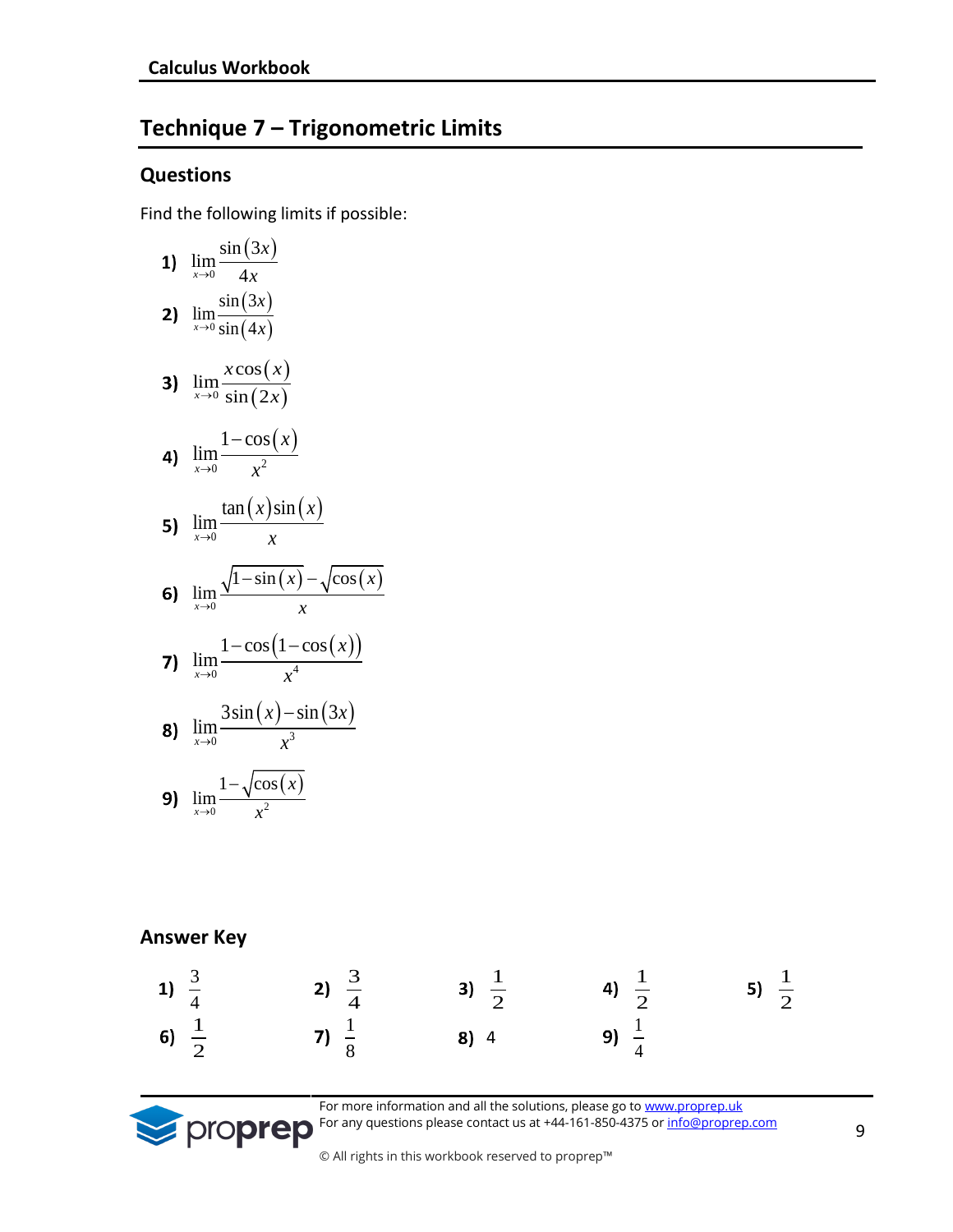## Technique 7 – Trigonometric Limits

### Questions

Find the following limits if possible:

1) $\lim\limits_{x\to 0}\dfrac{\sin(3x)}{4x}$

2) $\lim\limits_{x\to 0}\dfrac{\sin(3x)}{\sin(4x)}$

3) $\lim\limits_{x\to 0}\dfrac{x\cos(x)}{\sin(2x)}$

4) $\lim\limits_{x\to 0}\dfrac{1-\cos(x)}{x^2}$

5) $\lim\limits_{x\to 0}\dfrac{\tan(x)\sin(x)}{x}$

6) $\lim\limits_{x\to 0}\dfrac{\sqrt{1-\sin(x)}-\sqrt{\cos(x)}}{x}$

7) $\lim\limits_{x\to 0}\dfrac{1-\cos(1-\cos(x))}{x^4}$

8) $\lim\limits_{x\to 0}\dfrac{3\sin(x)-\sin(3x)}{x^3}$

9) $\lim\limits_{x\to 0}\dfrac{1-\sqrt{\cos(x)}}{x^2}$

### Answer Key

1) $\frac{3}{4}$ 2) $\frac{3}{4}$ 3) $\frac{1}{2}$ 4) $\frac{1}{2}$ 5) $\frac{1}{2}$

6) $\frac{1}{2}$ 7) $\frac{1}{8}$ 8) $4$ 9) $\frac{1}{4}$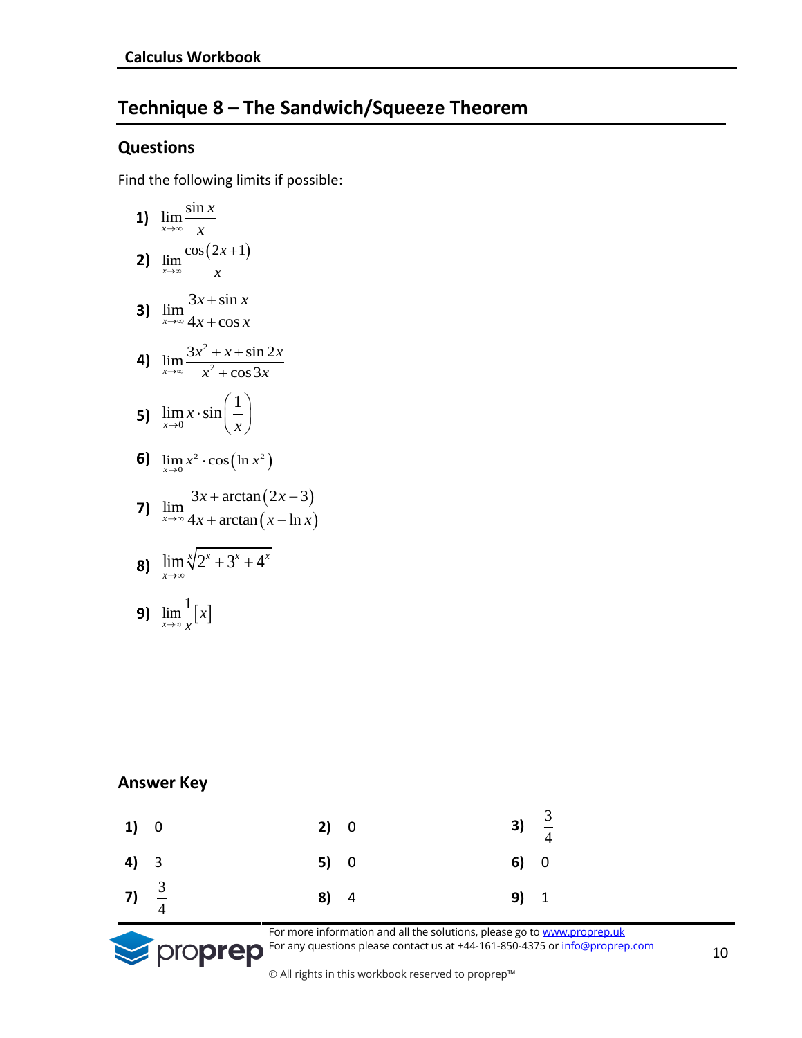## Technique 8 – The Sandwich/Squeeze Theorem

### Questions

Find the following limits if possible:

1) $\lim\limits_{x\to\infty} \dfrac{\sin x}{x}$

2) $\lim\limits_{x\to\infty} \dfrac{\cos(2x+1)}{x}$

3) $\lim\limits_{x\to\infty} \dfrac{3x+\sin x}{4x+\cos x}$

4) $\lim\limits_{x\to\infty} \dfrac{3x^2+x+\sin 2x}{x^2+\cos 3x}$

5) $\lim\limits_{x\to 0} x\cdot\sin\left(\dfrac{1}{x}\right)$

6) $\lim\limits_{x\to 0} x^2\cdot\cos\left(\ln x^2\right)$

7) $\lim\limits_{x\to\infty} \dfrac{3x+\arctan(2x-3)}{4x+\arctan(x-\ln x)}$

8) $\lim\limits_{x\to\infty} \sqrt[x]{2^x+3^x+4^x}$

9) $\lim\limits_{x\to\infty} \dfrac{1}{x}[x]$

### Answer Key

| | | |
|---|---|---|
| **1)** 0 | **2)** 0 | **3)** $\dfrac{3}{4}$ |
| **4)** 3 | **5)** 0 | **6)** 0 |
| **7)** $\dfrac{3}{4}$ | **8)** 4 | **9)** 1 |

For more information and all the solutions, please go to www.proprep.uk
For any questions please contact us at +44-161-850-4375 or info@proprep.com

© All rights in this workbook reserved to proprep™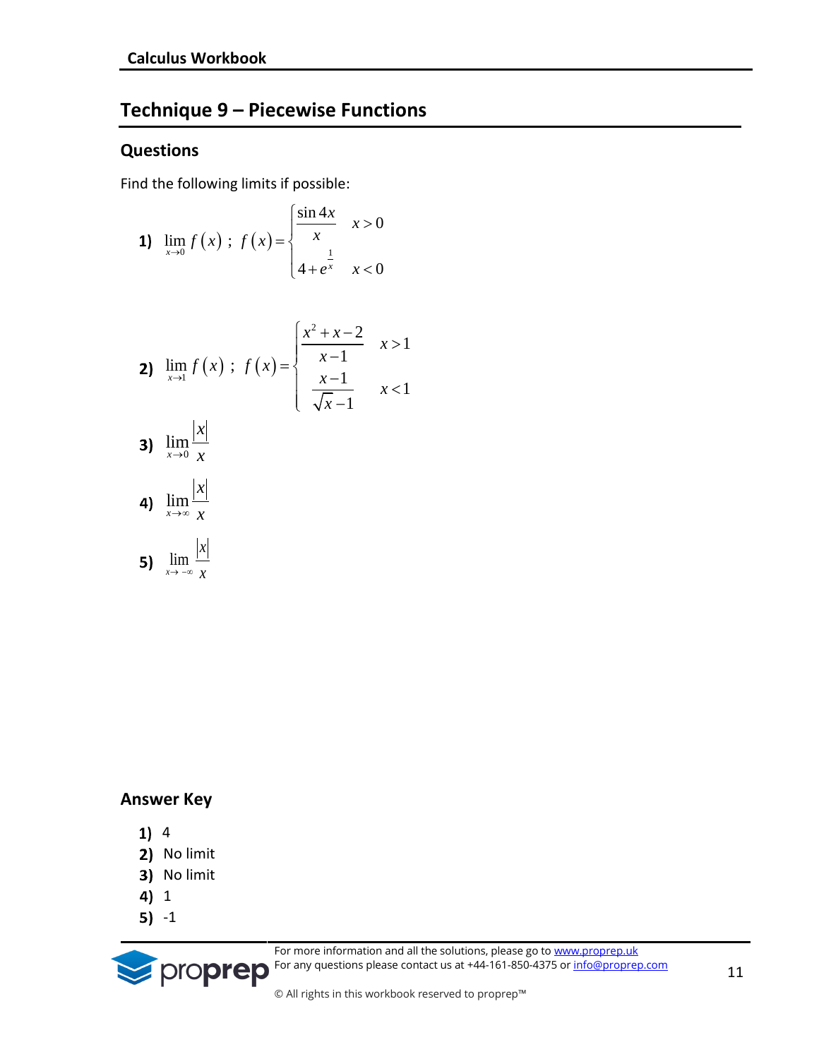## Technique 9 – Piecewise Functions

### Questions

Find the following limits if possible:

1) $\lim\limits_{x\to 0} f(x)\ ;\ f(x)=\begin{cases} \dfrac{\sin 4x}{x} & x>0 \\ 4+e^{\frac{1}{x}} & x<0 \end{cases}$

2) $\lim\limits_{x\to 1} f(x)\ ;\ f(x)=\begin{cases} \dfrac{x^2+x-2}{x-1} & x>1 \\ \dfrac{x-1}{\sqrt{x}-1} & x<1 \end{cases}$

3) $\lim\limits_{x\to 0} \dfrac{|x|}{x}$

4) $\lim\limits_{x\to \infty} \dfrac{|x|}{x}$

5) $\lim\limits_{x\to -\infty} \dfrac{|x|}{x}$

### Answer Key

1) 4
2) No limit
3) No limit
4) 1
5) -1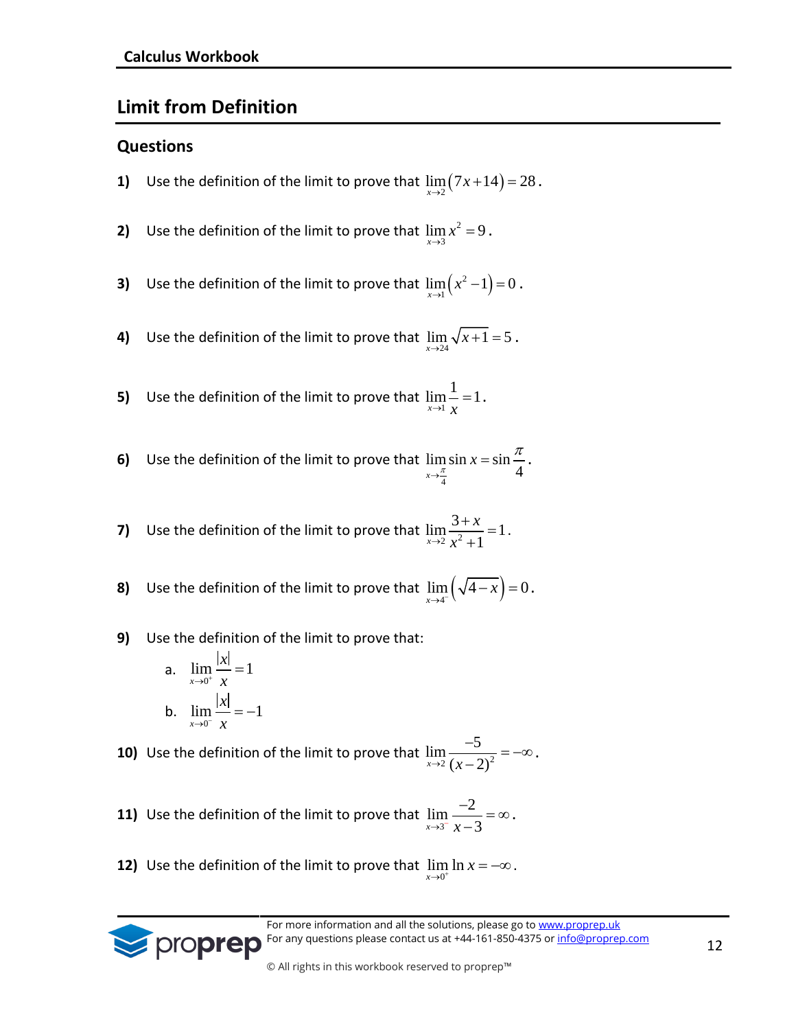## Limit from Definition

### Questions

**1)** Use the definition of the limit to prove that $\lim_{x \to 2}(7x+14) = 28$.

**2)** Use the definition of the limit to prove that $\lim_{x \to 3} x^2 = 9$.

**3)** Use the definition of the limit to prove that $\lim_{x \to 1}(x^2 - 1) = 0$.

**4)** Use the definition of the limit to prove that $\lim_{x \to 24} \sqrt{x+1} = 5$.

**5)** Use the definition of the limit to prove that $\lim_{x \to 1} \frac{1}{x} = 1$.

**6)** Use the definition of the limit to prove that $\lim_{x \to \frac{\pi}{4}} \sin x = \sin \frac{\pi}{4}$.

**7)** Use the definition of the limit to prove that $\lim_{x \to 2} \frac{3+x}{x^2+1} = 1$.

**8)** Use the definition of the limit to prove that $\lim_{x \to 4^-} \left(\sqrt{4-x}\right) = 0$.

**9)** Use the definition of the limit to prove that:

a. $\lim_{x \to 0^+} \frac{|x|}{x} = 1$

b. $\lim_{x \to 0^-} \frac{|x|}{x} = -1$

**10)** Use the definition of the limit to prove that $\lim_{x \to 2} \frac{-5}{(x-2)^2} = -\infty$.

**11)** Use the definition of the limit to prove that $\lim_{x \to 3^-} \frac{-2}{x-3} = \infty$.

**12)** Use the definition of the limit to prove that $\lim_{x \to 0^+} \ln x = -\infty$.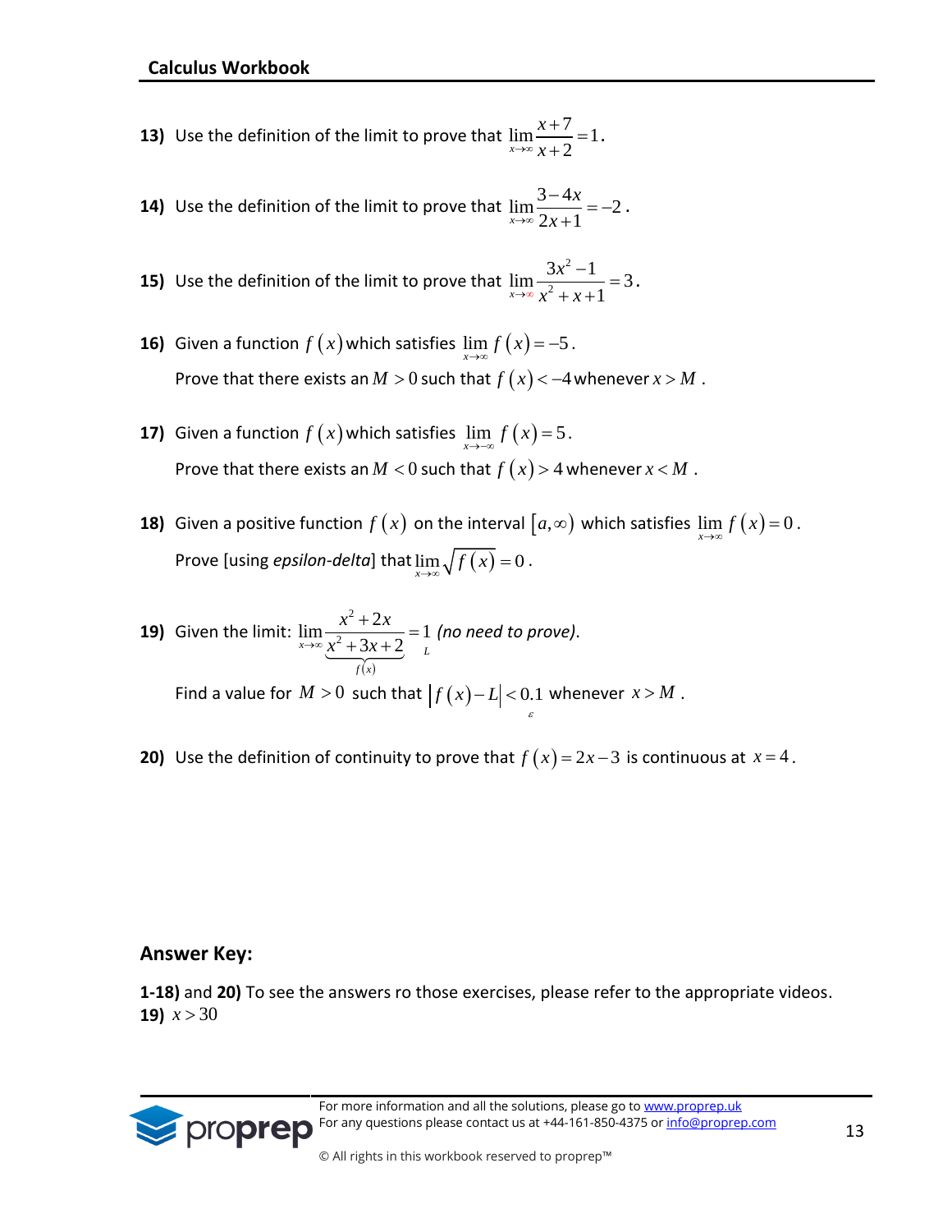**13)** Use the definition of the limit to prove that $\lim_{x\to\infty}\frac{x+7}{x+2}=1$.

**14)** Use the definition of the limit to prove that $\lim_{x\to\infty}\frac{3-4x}{2x+1}=-2$.

**15)** Use the definition of the limit to prove that $\lim_{x\to\infty}\frac{3x^2-1}{x^2+x+1}=3$.

**16)** Given a function $f(x)$ which satisfies $\lim_{x\to\infty}f(x)=-5$.

Prove that there exists an $M>0$ such that $f(x)<-4$ whenever $x>M$.

**17)** Given a function $f(x)$ which satisfies $\lim_{x\to-\infty}f(x)=5$.

Prove that there exists an $M<0$ such that $f(x)>4$ whenever $x<M$.

**18)** Given a positive function $f(x)$ on the interval $[a,\infty)$ which satisfies $\lim_{x\to\infty}f(x)=0$.

Prove [using *epsilon-delta*] that $\lim_{x\to\infty}\sqrt{f(x)}=0$.

**19)** Given the limit: $\lim_{x\to\infty}\underbrace{\frac{x^2+2x}{x^2+3x+2}}_{f(x)}=\underset{L}{1}$ *(no need to prove)*.

Find a value for $M>0$ such that $|f(x)-L|<\underset{\varepsilon}{0.1}$ whenever $x>M$.

**20)** Use the definition of continuity to prove that $f(x)=2x-3$ is continuous at $x=4$.

### Answer Key:

**1-18)** and **20)** To see the answers ro those exercises, please refer to the appropriate videos.

**19)** $x>30$